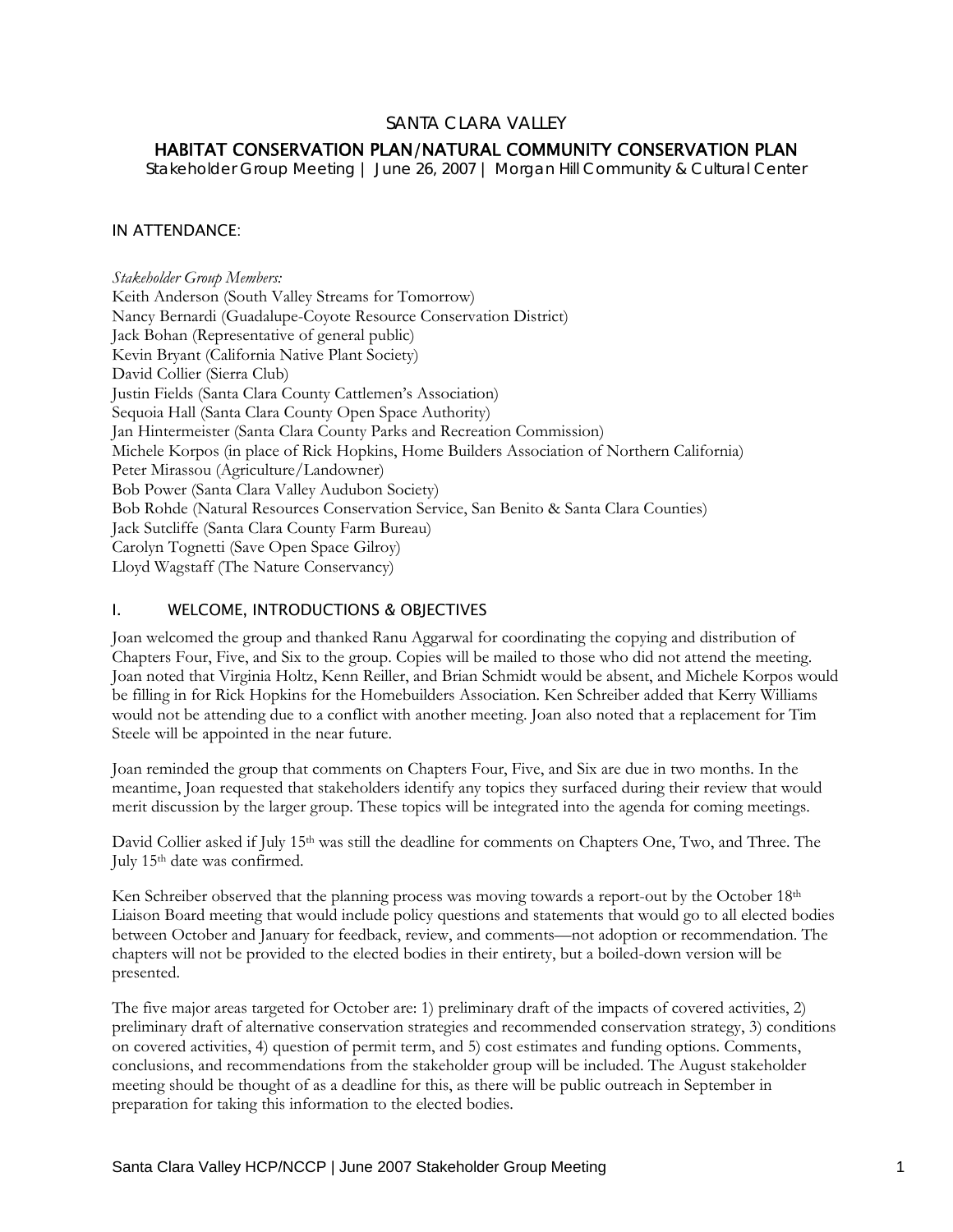# SANTA CLARA VALLEY

## HABITAT CONSERVATION PLAN/NATURAL COMMUNITY CONSERVATION PLAN

Stakeholder Group Meeting | June 26, 2007 | Morgan Hill Community & Cultural Center

### IN ATTENDANCE:

*Stakeholder Group Members:*

Keith Anderson (South Valley Streams for Tomorrow)
Nancy Bernardi (Guadalupe-Coyote Resource Conservation District)
Jack Bohan (Representative of general public)
Kevin Bryant (California Native Plant Society)
David Collier (Sierra Club)
Justin Fields (Santa Clara County Cattlemen's Association)
Sequoia Hall (Santa Clara County Open Space Authority)
Jan Hintermeister (Santa Clara County Parks and Recreation Commission)
Michele Korpos (in place of Rick Hopkins, Home Builders Association of Northern California)
Peter Mirassou (Agriculture/Landowner)
Bob Power (Santa Clara Valley Audubon Society)
Bob Rohde (Natural Resources Conservation Service, San Benito & Santa Clara Counties)
Jack Sutcliffe (Santa Clara County Farm Bureau)
Carolyn Tognetti (Save Open Space Gilroy)
Lloyd Wagstaff (The Nature Conservancy)

### I. WELCOME, INTRODUCTIONS & OBJECTIVES

Joan welcomed the group and thanked Ranu Aggarwal for coordinating the copying and distribution of Chapters Four, Five, and Six to the group. Copies will be mailed to those who did not attend the meeting. Joan noted that Virginia Holtz, Kenn Reiller, and Brian Schmidt would be absent, and Michele Korpos would be filling in for Rick Hopkins for the Homebuilders Association. Ken Schreiber added that Kerry Williams would not be attending due to a conflict with another meeting. Joan also noted that a replacement for Tim Steele will be appointed in the near future.

Joan reminded the group that comments on Chapters Four, Five, and Six are due in two months. In the meantime, Joan requested that stakeholders identify any topics they surfaced during their review that would merit discussion by the larger group. These topics will be integrated into the agenda for coming meetings.

David Collier asked if July 15th was still the deadline for comments on Chapters One, Two, and Three. The July 15th date was confirmed.

Ken Schreiber observed that the planning process was moving towards a report-out by the October 18th Liaison Board meeting that would include policy questions and statements that would go to all elected bodies between October and January for feedback, review, and comments—not adoption or recommendation. The chapters will not be provided to the elected bodies in their entirety, but a boiled-down version will be presented.

The five major areas targeted for October are: 1) preliminary draft of the impacts of covered activities, 2) preliminary draft of alternative conservation strategies and recommended conservation strategy, 3) conditions on covered activities, 4) question of permit term, and 5) cost estimates and funding options. Comments, conclusions, and recommendations from the stakeholder group will be included. The August stakeholder meeting should be thought of as a deadline for this, as there will be public outreach in September in preparation for taking this information to the elected bodies.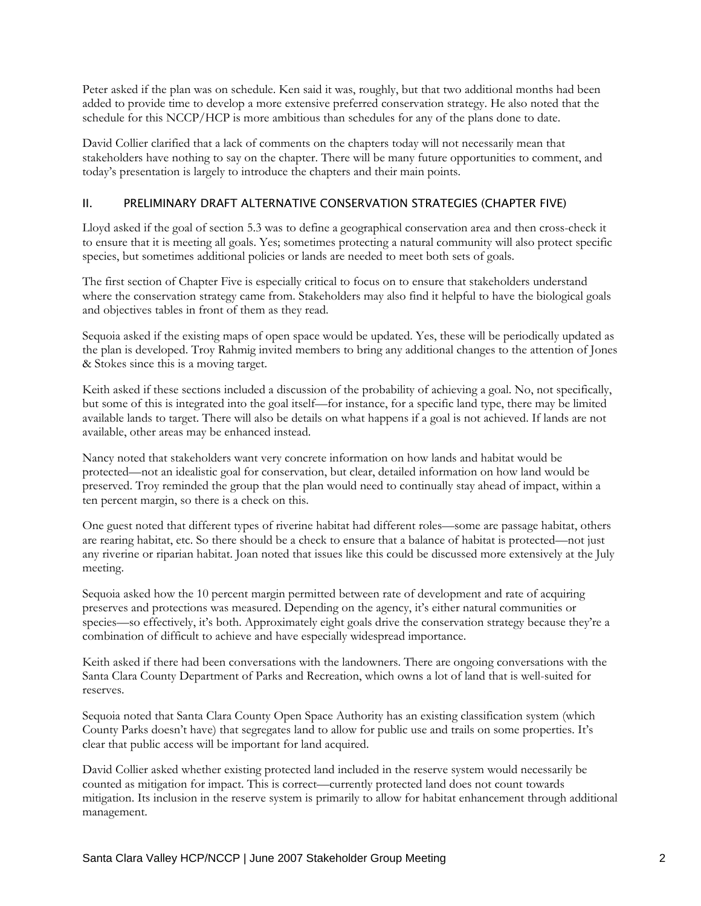Peter asked if the plan was on schedule. Ken said it was, roughly, but that two additional months had been added to provide time to develop a more extensive preferred conservation strategy. He also noted that the schedule for this NCCP/HCP is more ambitious than schedules for any of the plans done to date.

David Collier clarified that a lack of comments on the chapters today will not necessarily mean that stakeholders have nothing to say on the chapter. There will be many future opportunities to comment, and today's presentation is largely to introduce the chapters and their main points.

## II. PRELIMINARY DRAFT ALTERNATIVE CONSERVATION STRATEGIES (CHAPTER FIVE)

Lloyd asked if the goal of section 5.3 was to define a geographical conservation area and then cross-check it to ensure that it is meeting all goals. Yes; sometimes protecting a natural community will also protect specific species, but sometimes additional policies or lands are needed to meet both sets of goals.

The first section of Chapter Five is especially critical to focus on to ensure that stakeholders understand where the conservation strategy came from. Stakeholders may also find it helpful to have the biological goals and objectives tables in front of them as they read.

Sequoia asked if the existing maps of open space would be updated. Yes, these will be periodically updated as the plan is developed. Troy Rahmig invited members to bring any additional changes to the attention of Jones & Stokes since this is a moving target.

Keith asked if these sections included a discussion of the probability of achieving a goal. No, not specifically, but some of this is integrated into the goal itself—for instance, for a specific land type, there may be limited available lands to target. There will also be details on what happens if a goal is not achieved. If lands are not available, other areas may be enhanced instead.

Nancy noted that stakeholders want very concrete information on how lands and habitat would be protected—not an idealistic goal for conservation, but clear, detailed information on how land would be preserved. Troy reminded the group that the plan would need to continually stay ahead of impact, within a ten percent margin, so there is a check on this.

One guest noted that different types of riverine habitat had different roles—some are passage habitat, others are rearing habitat, etc. So there should be a check to ensure that a balance of habitat is protected—not just any riverine or riparian habitat. Joan noted that issues like this could be discussed more extensively at the July meeting.

Sequoia asked how the 10 percent margin permitted between rate of development and rate of acquiring preserves and protections was measured. Depending on the agency, it's either natural communities or species—so effectively, it's both. Approximately eight goals drive the conservation strategy because they're a combination of difficult to achieve and have especially widespread importance.

Keith asked if there had been conversations with the landowners. There are ongoing conversations with the Santa Clara County Department of Parks and Recreation, which owns a lot of land that is well-suited for reserves.

Sequoia noted that Santa Clara County Open Space Authority has an existing classification system (which County Parks doesn't have) that segregates land to allow for public use and trails on some properties. It's clear that public access will be important for land acquired.

David Collier asked whether existing protected land included in the reserve system would necessarily be counted as mitigation for impact. This is correct—currently protected land does not count towards mitigation. Its inclusion in the reserve system is primarily to allow for habitat enhancement through additional management.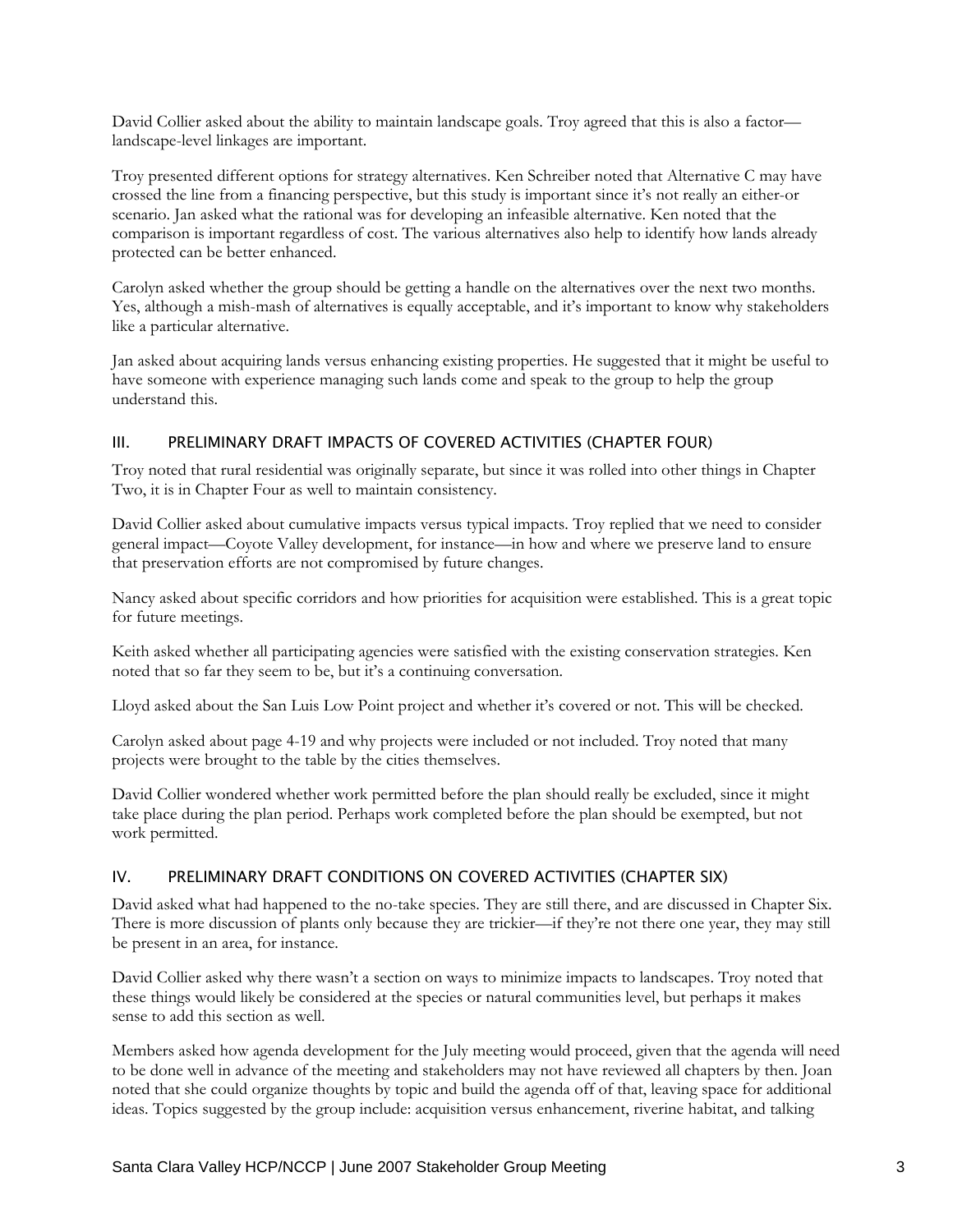David Collier asked about the ability to maintain landscape goals. Troy agreed that this is also a factor—landscape-level linkages are important.

Troy presented different options for strategy alternatives. Ken Schreiber noted that Alternative C may have crossed the line from a financing perspective, but this study is important since it's not really an either-or scenario. Jan asked what the rational was for developing an infeasible alternative. Ken noted that the comparison is important regardless of cost. The various alternatives also help to identify how lands already protected can be better enhanced.

Carolyn asked whether the group should be getting a handle on the alternatives over the next two months. Yes, although a mish-mash of alternatives is equally acceptable, and it's important to know why stakeholders like a particular alternative.

Jan asked about acquiring lands versus enhancing existing properties. He suggested that it might be useful to have someone with experience managing such lands come and speak to the group to help the group understand this.

## III. PRELIMINARY DRAFT IMPACTS OF COVERED ACTIVITIES (CHAPTER FOUR)

Troy noted that rural residential was originally separate, but since it was rolled into other things in Chapter Two, it is in Chapter Four as well to maintain consistency.

David Collier asked about cumulative impacts versus typical impacts. Troy replied that we need to consider general impact—Coyote Valley development, for instance—in how and where we preserve land to ensure that preservation efforts are not compromised by future changes.

Nancy asked about specific corridors and how priorities for acquisition were established. This is a great topic for future meetings.

Keith asked whether all participating agencies were satisfied with the existing conservation strategies. Ken noted that so far they seem to be, but it's a continuing conversation.

Lloyd asked about the San Luis Low Point project and whether it's covered or not. This will be checked.

Carolyn asked about page 4-19 and why projects were included or not included. Troy noted that many projects were brought to the table by the cities themselves.

David Collier wondered whether work permitted before the plan should really be excluded, since it might take place during the plan period. Perhaps work completed before the plan should be exempted, but not work permitted.

## IV. PRELIMINARY DRAFT CONDITIONS ON COVERED ACTIVITIES (CHAPTER SIX)

David asked what had happened to the no-take species. They are still there, and are discussed in Chapter Six. There is more discussion of plants only because they are trickier—if they're not there one year, they may still be present in an area, for instance.

David Collier asked why there wasn't a section on ways to minimize impacts to landscapes. Troy noted that these things would likely be considered at the species or natural communities level, but perhaps it makes sense to add this section as well.

Members asked how agenda development for the July meeting would proceed, given that the agenda will need to be done well in advance of the meeting and stakeholders may not have reviewed all chapters by then. Joan noted that she could organize thoughts by topic and build the agenda off of that, leaving space for additional ideas. Topics suggested by the group include: acquisition versus enhancement, riverine habitat, and talking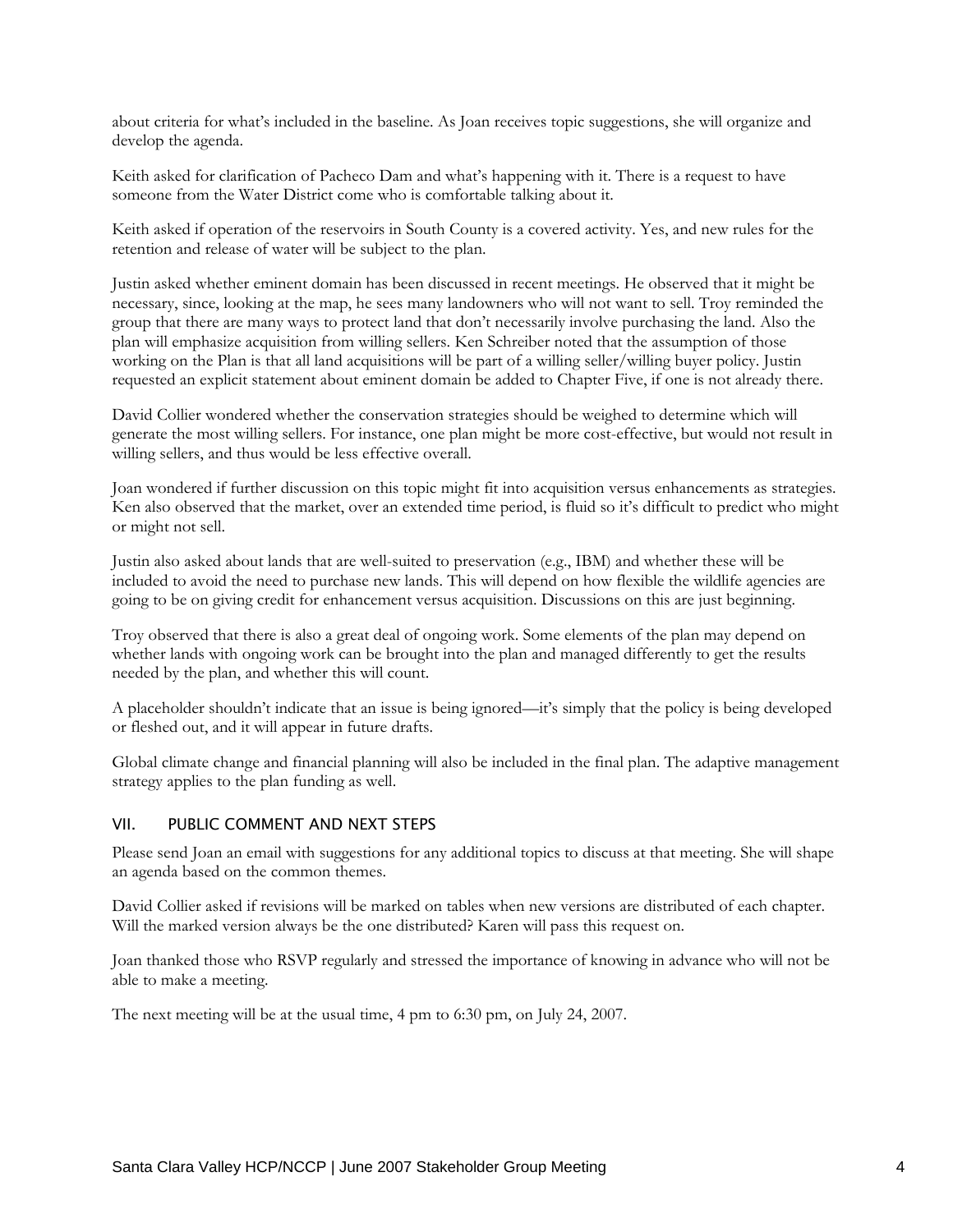about criteria for what's included in the baseline. As Joan receives topic suggestions, she will organize and develop the agenda.

Keith asked for clarification of Pacheco Dam and what's happening with it. There is a request to have someone from the Water District come who is comfortable talking about it.

Keith asked if operation of the reservoirs in South County is a covered activity. Yes, and new rules for the retention and release of water will be subject to the plan.

Justin asked whether eminent domain has been discussed in recent meetings. He observed that it might be necessary, since, looking at the map, he sees many landowners who will not want to sell. Troy reminded the group that there are many ways to protect land that don't necessarily involve purchasing the land. Also the plan will emphasize acquisition from willing sellers. Ken Schreiber noted that the assumption of those working on the Plan is that all land acquisitions will be part of a willing seller/willing buyer policy. Justin requested an explicit statement about eminent domain be added to Chapter Five, if one is not already there.

David Collier wondered whether the conservation strategies should be weighed to determine which will generate the most willing sellers. For instance, one plan might be more cost-effective, but would not result in willing sellers, and thus would be less effective overall.

Joan wondered if further discussion on this topic might fit into acquisition versus enhancements as strategies. Ken also observed that the market, over an extended time period, is fluid so it's difficult to predict who might or might not sell.

Justin also asked about lands that are well-suited to preservation (e.g., IBM) and whether these will be included to avoid the need to purchase new lands. This will depend on how flexible the wildlife agencies are going to be on giving credit for enhancement versus acquisition. Discussions on this are just beginning.

Troy observed that there is also a great deal of ongoing work. Some elements of the plan may depend on whether lands with ongoing work can be brought into the plan and managed differently to get the results needed by the plan, and whether this will count.

A placeholder shouldn't indicate that an issue is being ignored—it's simply that the policy is being developed or fleshed out, and it will appear in future drafts.

Global climate change and financial planning will also be included in the final plan. The adaptive management strategy applies to the plan funding as well.

## VII. PUBLIC COMMENT AND NEXT STEPS

Please send Joan an email with suggestions for any additional topics to discuss at that meeting. She will shape an agenda based on the common themes.

David Collier asked if revisions will be marked on tables when new versions are distributed of each chapter. Will the marked version always be the one distributed? Karen will pass this request on.

Joan thanked those who RSVP regularly and stressed the importance of knowing in advance who will not be able to make a meeting.

The next meeting will be at the usual time, 4 pm to 6:30 pm, on July 24, 2007.